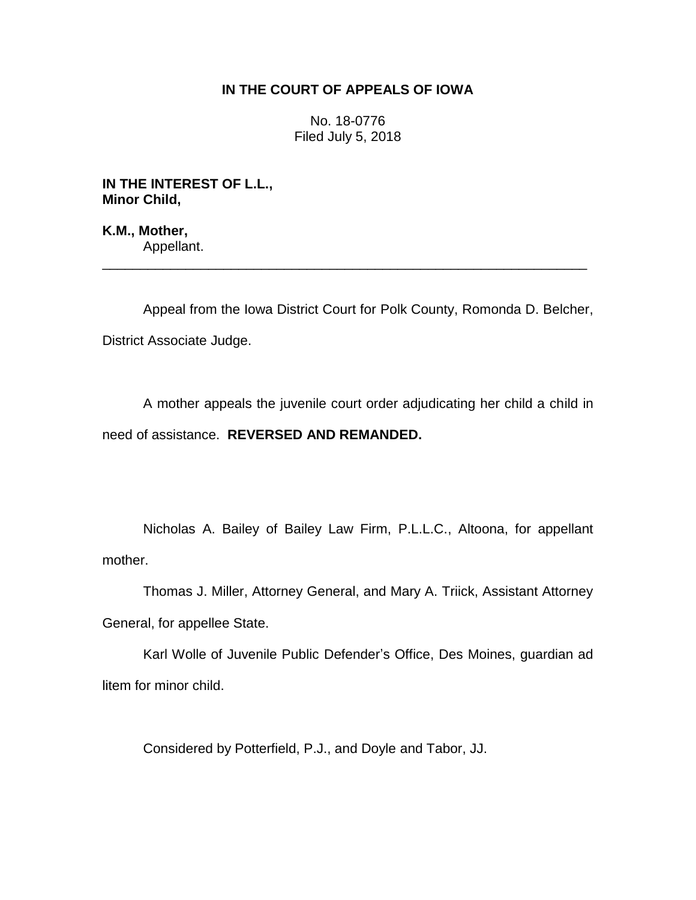# IN THE COURT OF APPEALS OF IOWA

No. 18-0776
Filed July 5, 2018

**IN THE INTEREST OF L.L., Minor Child,**

**K.M., Mother,**
Appellant.

---

Appeal from the Iowa District Court for Polk County, Romonda D. Belcher, District Associate Judge.

A mother appeals the juvenile court order adjudicating her child a child in need of assistance. **REVERSED AND REMANDED.**

Nicholas A. Bailey of Bailey Law Firm, P.L.L.C., Altoona, for appellant mother.

Thomas J. Miller, Attorney General, and Mary A. Triick, Assistant Attorney General, for appellee State.

Karl Wolle of Juvenile Public Defender's Office, Des Moines, guardian ad litem for minor child.

Considered by Potterfield, P.J., and Doyle and Tabor, JJ.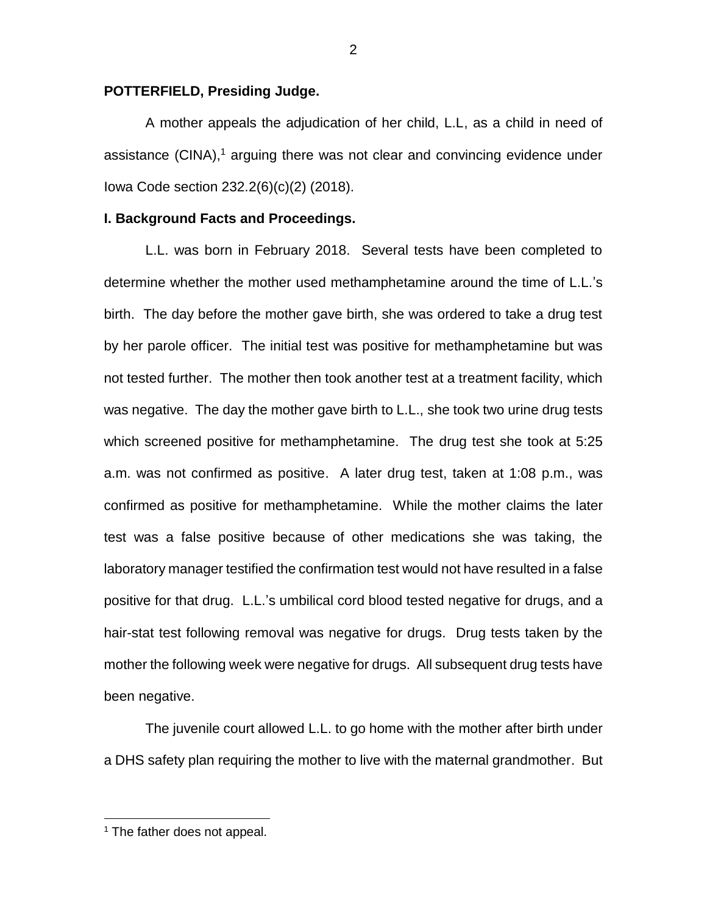**POTTERFIELD, Presiding Judge.**

A mother appeals the adjudication of her child, L.L, as a child in need of assistance (CINA),[1] arguing there was not clear and convincing evidence under Iowa Code section 232.2(6)(c)(2) (2018).

## I. Background Facts and Proceedings.

L.L. was born in February 2018. Several tests have been completed to determine whether the mother used methamphetamine around the time of L.L.'s birth. The day before the mother gave birth, she was ordered to take a drug test by her parole officer. The initial test was positive for methamphetamine but was not tested further. The mother then took another test at a treatment facility, which was negative. The day the mother gave birth to L.L., she took two urine drug tests which screened positive for methamphetamine. The drug test she took at 5:25 a.m. was not confirmed as positive. A later drug test, taken at 1:08 p.m., was confirmed as positive for methamphetamine. While the mother claims the later test was a false positive because of other medications she was taking, the laboratory manager testified the confirmation test would not have resulted in a false positive for that drug. L.L.'s umbilical cord blood tested negative for drugs, and a hair-stat test following removal was negative for drugs. Drug tests taken by the mother the following week were negative for drugs. All subsequent drug tests have been negative.

The juvenile court allowed L.L. to go home with the mother after birth under a DHS safety plan requiring the mother to live with the maternal grandmother. But

[1] The father does not appeal.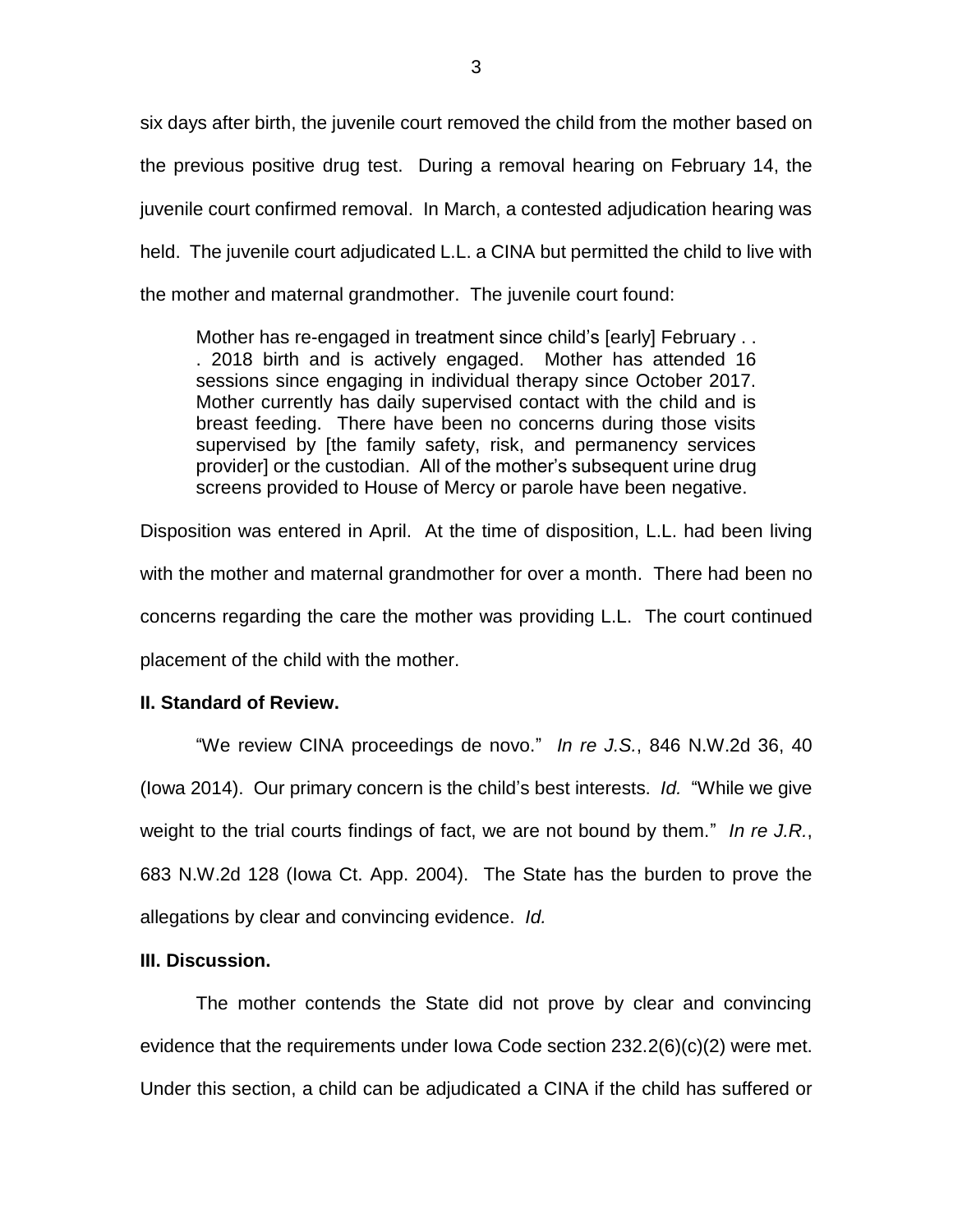six days after birth, the juvenile court removed the child from the mother based on the previous positive drug test. During a removal hearing on February 14, the juvenile court confirmed removal. In March, a contested adjudication hearing was held. The juvenile court adjudicated L.L. a CINA but permitted the child to live with the mother and maternal grandmother. The juvenile court found:

> Mother has re-engaged in treatment since child's [early] February . . . 2018 birth and is actively engaged. Mother has attended 16 sessions since engaging in individual therapy since October 2017. Mother currently has daily supervised contact with the child and is breast feeding. There have been no concerns during those visits supervised by [the family safety, risk, and permanency services provider] or the custodian. All of the mother's subsequent urine drug screens provided to House of Mercy or parole have been negative.

Disposition was entered in April. At the time of disposition, L.L. had been living with the mother and maternal grandmother for over a month. There had been no concerns regarding the care the mother was providing L.L. The court continued placement of the child with the mother.

## II. Standard of Review.

"We review CINA proceedings de novo." *In re J.S.*, 846 N.W.2d 36, 40 (Iowa 2014). Our primary concern is the child's best interests. *Id.* "While we give weight to the trial courts findings of fact, we are not bound by them." *In re J.R.*, 683 N.W.2d 128 (Iowa Ct. App. 2004). The State has the burden to prove the allegations by clear and convincing evidence. *Id.*

## III. Discussion.

The mother contends the State did not prove by clear and convincing evidence that the requirements under Iowa Code section 232.2(6)(c)(2) were met. Under this section, a child can be adjudicated a CINA if the child has suffered or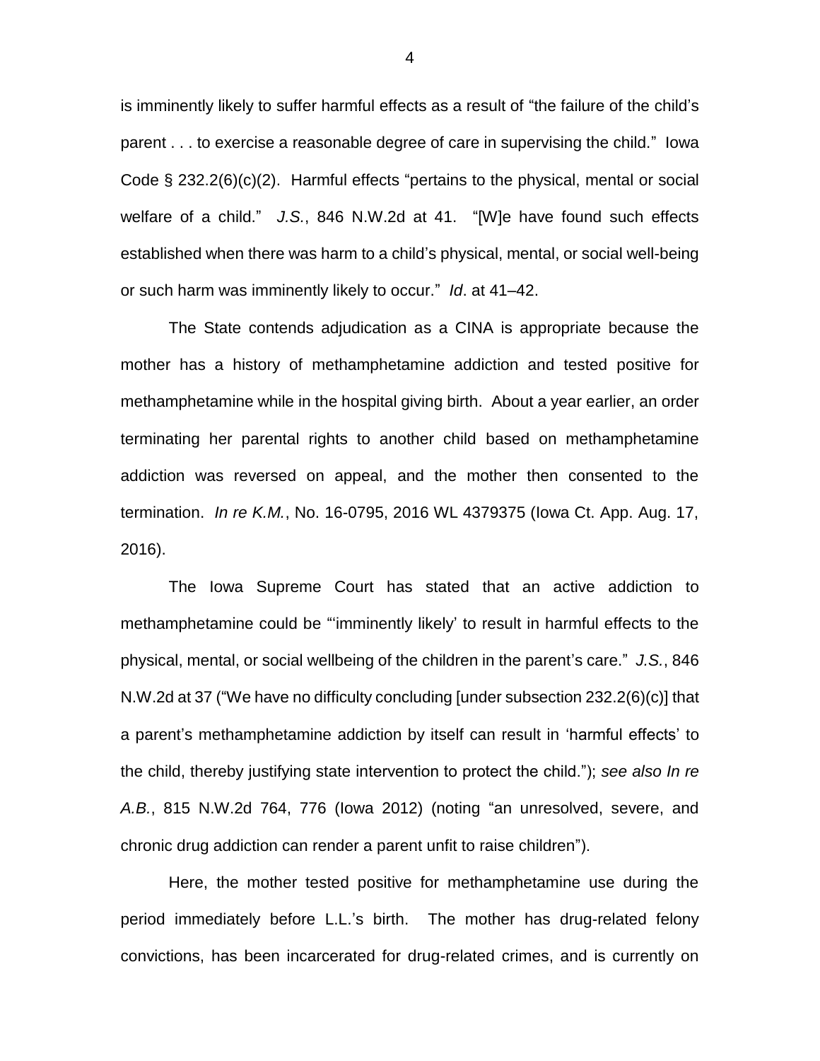is imminently likely to suffer harmful effects as a result of "the failure of the child's parent . . . to exercise a reasonable degree of care in supervising the child." Iowa Code § 232.2(6)(c)(2). Harmful effects "pertains to the physical, mental or social welfare of a child." *J.S.*, 846 N.W.2d at 41. "[W]e have found such effects established when there was harm to a child's physical, mental, or social well-being or such harm was imminently likely to occur." *Id*. at 41–42.

The State contends adjudication as a CINA is appropriate because the mother has a history of methamphetamine addiction and tested positive for methamphetamine while in the hospital giving birth. About a year earlier, an order terminating her parental rights to another child based on methamphetamine addiction was reversed on appeal, and the mother then consented to the termination. *In re K.M.*, No. 16-0795, 2016 WL 4379375 (Iowa Ct. App. Aug. 17, 2016).

The Iowa Supreme Court has stated that an active addiction to methamphetamine could be "'imminently likely' to result in harmful effects to the physical, mental, or social wellbeing of the children in the parent's care." *J.S.*, 846 N.W.2d at 37 ("We have no difficulty concluding [under subsection 232.2(6)(c)] that a parent's methamphetamine addiction by itself can result in 'harmful effects' to the child, thereby justifying state intervention to protect the child."); *see also In re A.B.*, 815 N.W.2d 764, 776 (Iowa 2012) (noting "an unresolved, severe, and chronic drug addiction can render a parent unfit to raise children").

Here, the mother tested positive for methamphetamine use during the period immediately before L.L.'s birth. The mother has drug-related felony convictions, has been incarcerated for drug-related crimes, and is currently on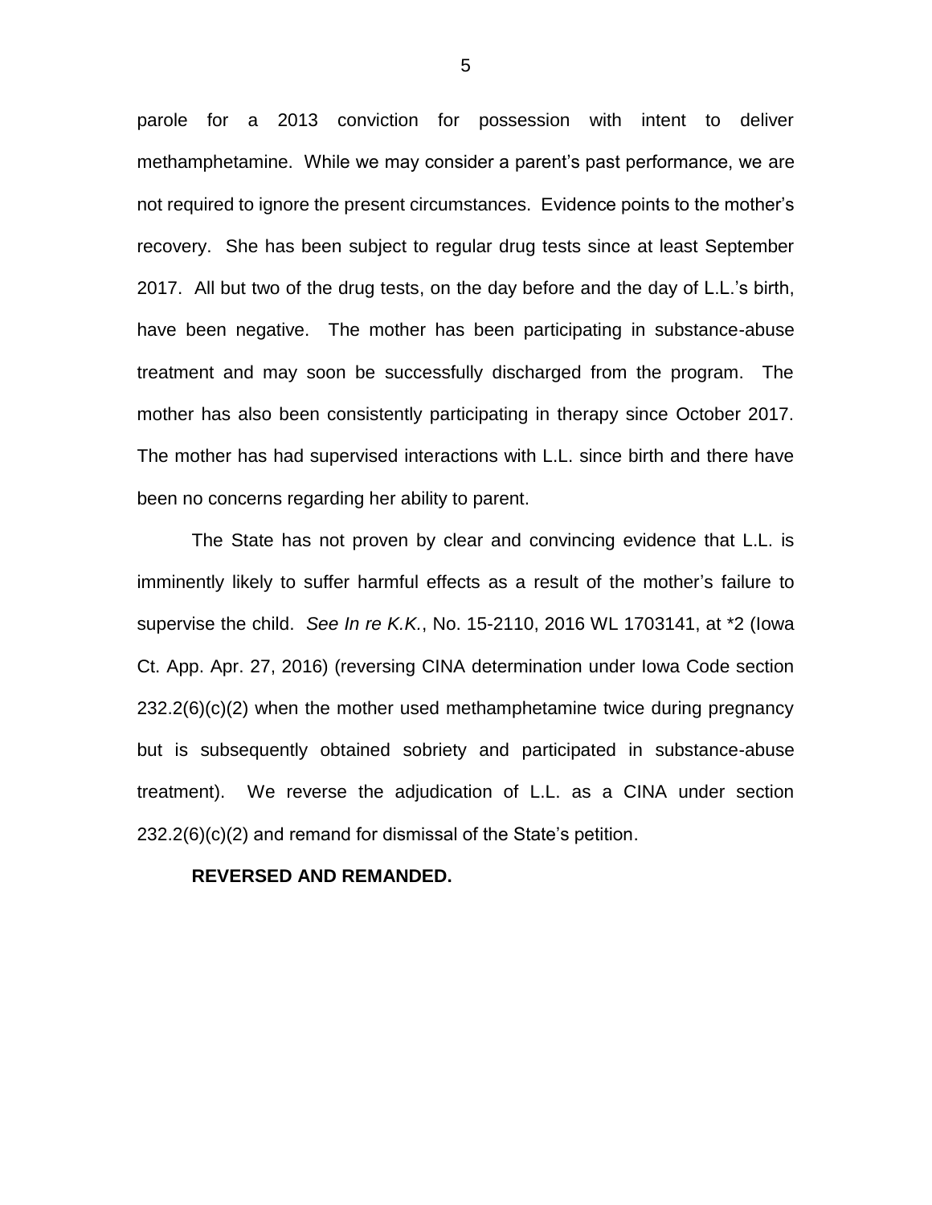parole for a 2013 conviction for possession with intent to deliver methamphetamine. While we may consider a parent's past performance, we are not required to ignore the present circumstances. Evidence points to the mother's recovery. She has been subject to regular drug tests since at least September 2017. All but two of the drug tests, on the day before and the day of L.L.'s birth, have been negative. The mother has been participating in substance-abuse treatment and may soon be successfully discharged from the program. The mother has also been consistently participating in therapy since October 2017. The mother has had supervised interactions with L.L. since birth and there have been no concerns regarding her ability to parent.

The State has not proven by clear and convincing evidence that L.L. is imminently likely to suffer harmful effects as a result of the mother's failure to supervise the child. *See In re K.K.*, No. 15-2110, 2016 WL 1703141, at *2 (Iowa Ct. App. Apr. 27, 2016) (reversing CINA determination under Iowa Code section 232.2(6)(c)(2) when the mother used methamphetamine twice during pregnancy but is subsequently obtained sobriety and participated in substance-abuse treatment). We reverse the adjudication of L.L. as a CINA under section 232.2(6)(c)(2) and remand for dismissal of the State's petition.

**REVERSED AND REMANDED.**